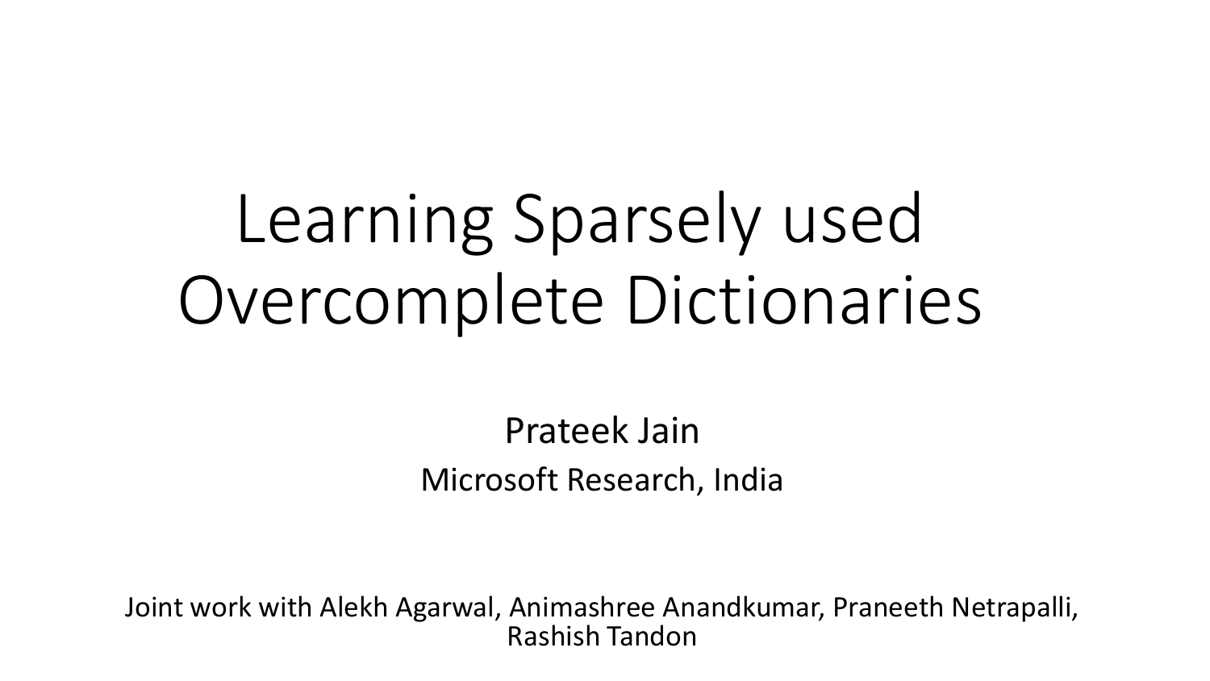# Learning Sparsely used Overcomplete Dictionaries

Prateek Jain

Microsoft Research, India

Joint work with Alekh Agarwal, Animashree Anandkumar, Praneeth Netrapalli, Rashish Tandon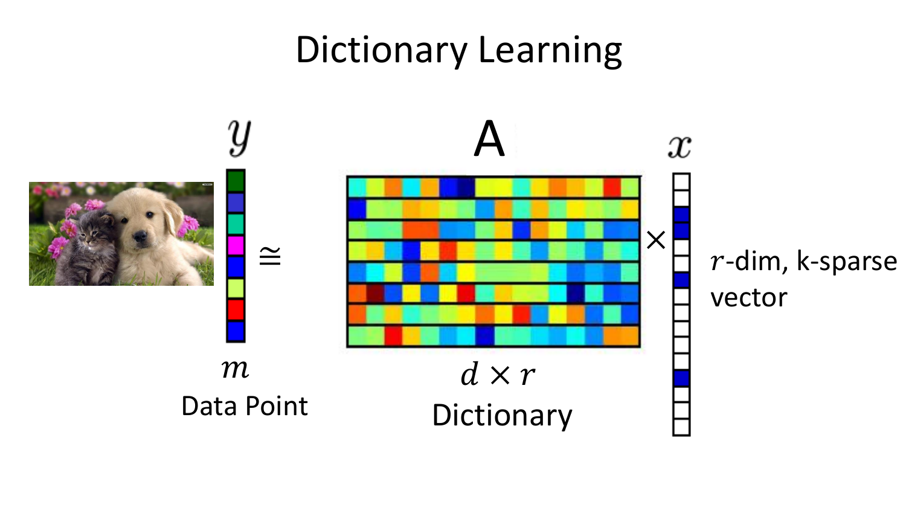# Dictionary Learning

$y$

$\cong$

A

$\times$

$x$

$r$-dim, k-sparse vector

$m$

Data Point

$d \times r$

Dictionary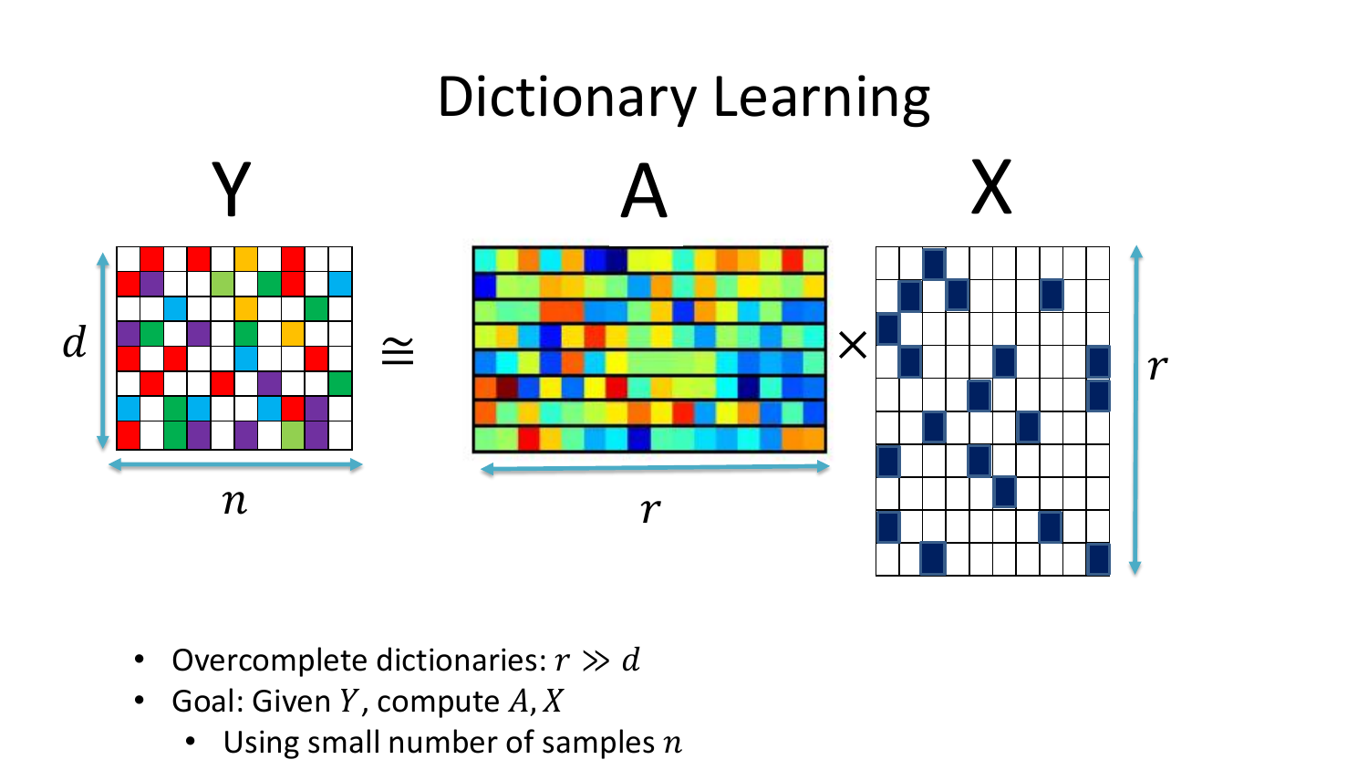# Dictionary Learning

Y

A

X

$d$

$n$

$\cong$

$\times$

$r$

$r$

- Overcomplete dictionaries: $r \gg d$
- Goal: Given $Y$, compute $A, X$
  - Using small number of samples $n$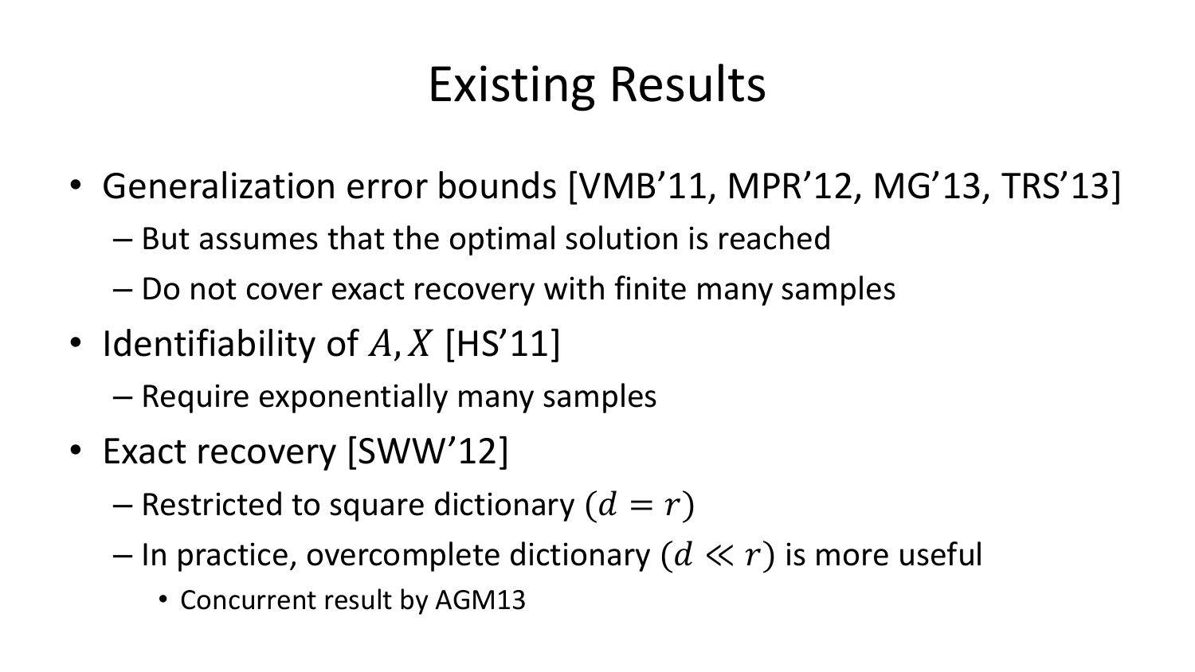# Existing Results

- Generalization error bounds [VMB’11, MPR’12, MG’13, TRS’13]
  - But assumes that the optimal solution is reached
  - Do not cover exact recovery with finite many samples
- Identifiability of $A, X$ [HS’11]
  - Require exponentially many samples
- Exact recovery [SWW’12]
  - Restricted to square dictionary ($d = r$)
  - In practice, overcomplete dictionary ($d \ll r$) is more useful
    - Concurrent result by AGM13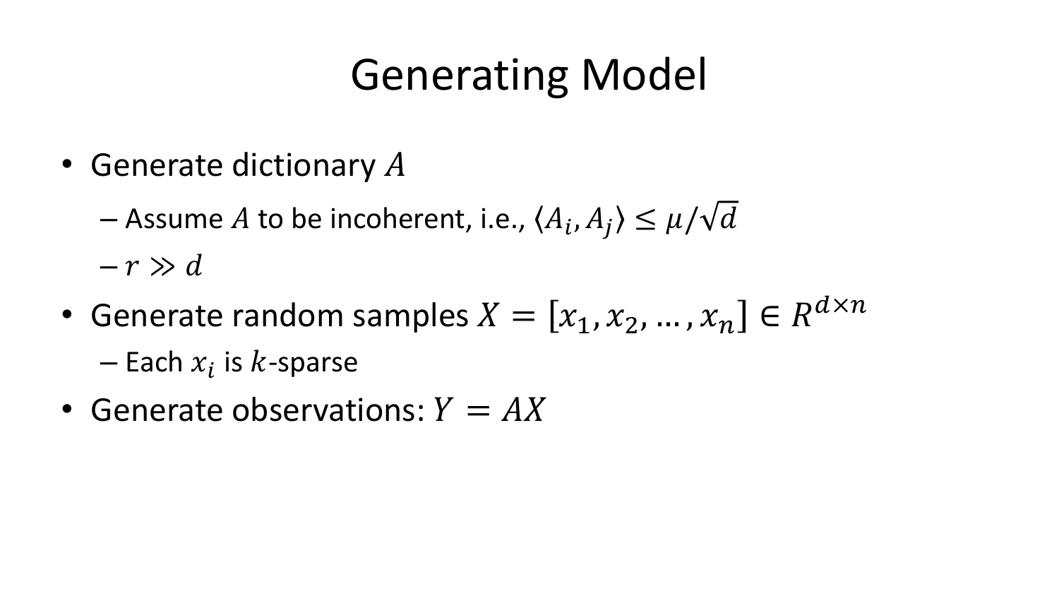# Generating Model

- Generate dictionary $A$
  - Assume $A$ to be incoherent, i.e., $\langle A_i, A_j \rangle \leq \mu/\sqrt{d}$
  - $r \gg d$
- Generate random samples $X = [x_1, x_2, \dots, x_n] \in R^{d \times n}$
  - Each $x_i$ is $k$-sparse
- Generate observations: $Y = AX$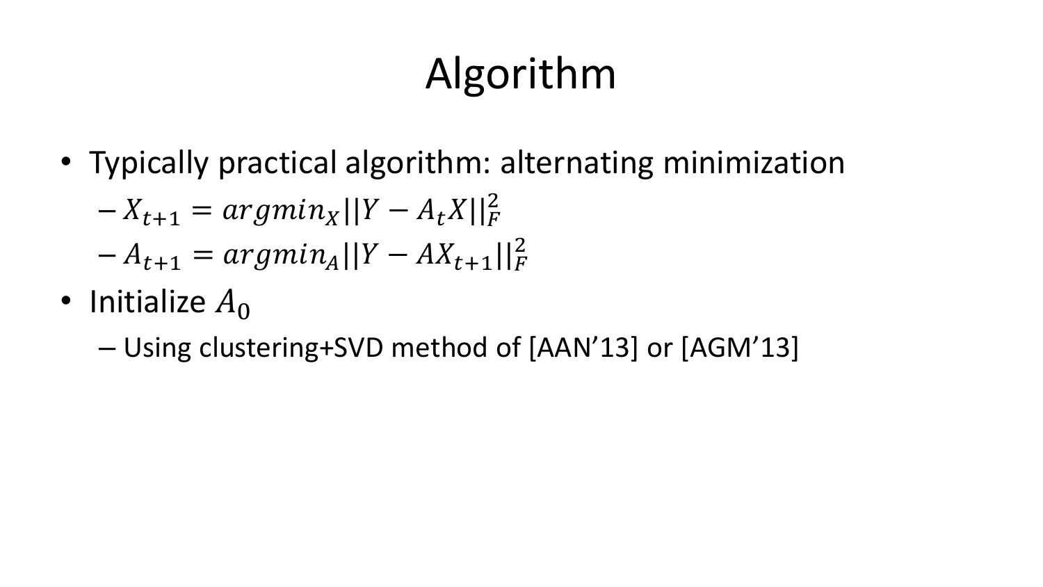# Algorithm

- Typically practical algorithm: alternating minimization
  - $X_{t+1} = argmin_X ||Y - A_t X||_F^2$
  - $A_{t+1} = argmin_A ||Y - A X_{t+1}||_F^2$
- Initialize $A_0$
  - Using clustering+SVD method of [AAN'13] or [AGM'13]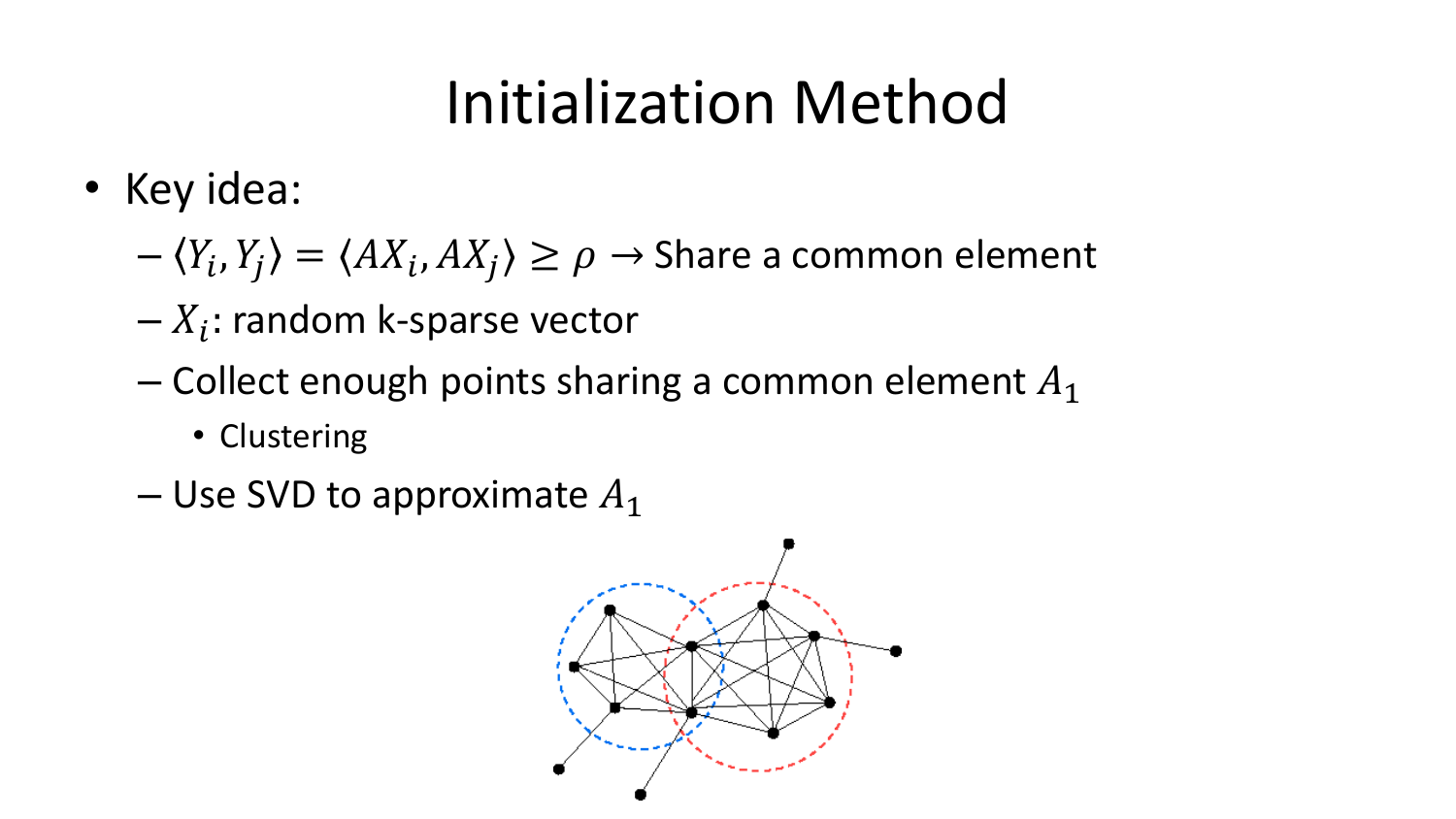# Initialization Method

- Key idea:
  - $\langle Y_i, Y_j \rangle = \langle AX_i, AX_j \rangle \geq \rho \rightarrow$ Share a common element
  - $X_i$: random k-sparse vector
  - Collect enough points sharing a common element $A_1$
    - Clustering
  - Use SVD to approximate $A_1$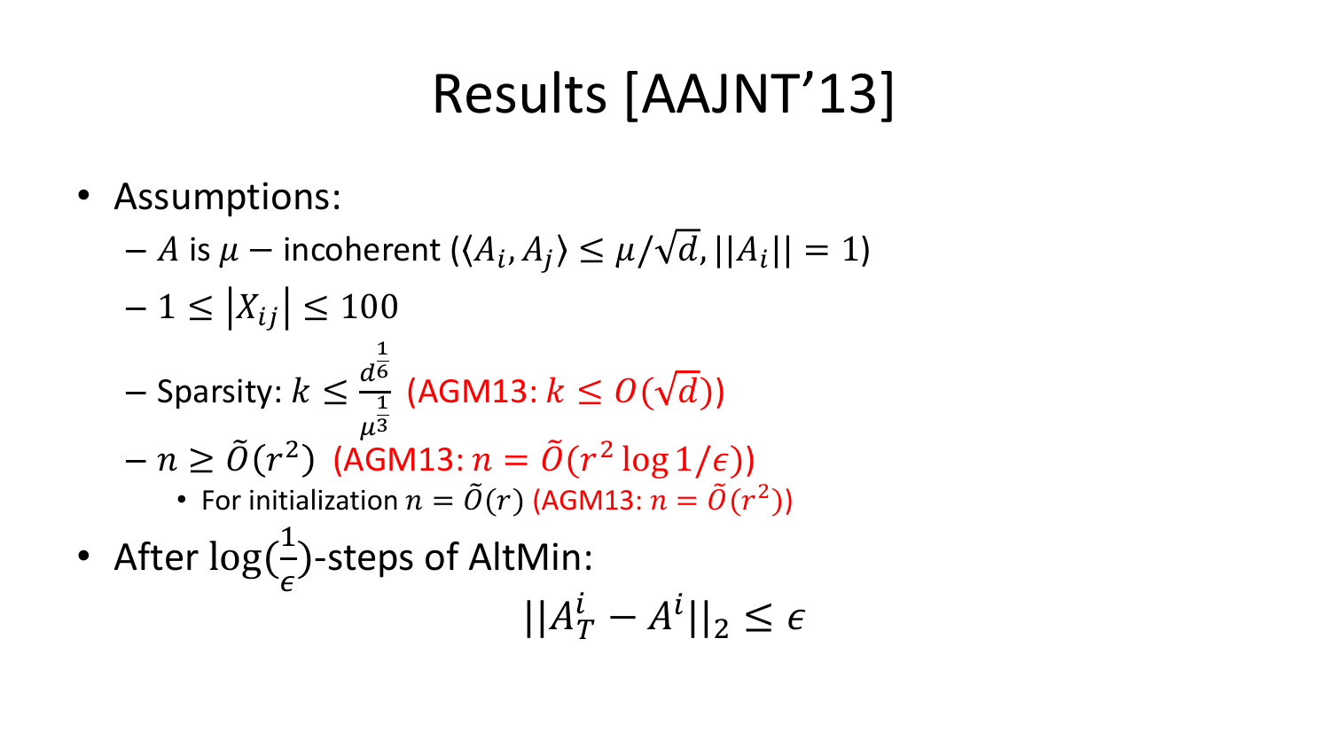# Results [AAJNT'13]

- Assumptions:
  - $A$ is $\mu-$incoherent ($\langle A_i, A_j \rangle \leq \mu/\sqrt{d}, ||A_i|| = 1$)
  - $1 \leq |X_{ij}| \leq 100$
  - Sparsity: $k \leq \frac{d^{\frac{1}{6}}}{\mu^{\frac{1}{3}}}$ (AGM13: $k \leq O(\sqrt{d})$)
  - $n \geq \tilde{O}(r^2)$ (AGM13: $n = \tilde{O}(r^2 \log 1/\epsilon)$)
    - For initialization $n = \tilde{O}(r)$ (AGM13: $n = \tilde{O}(r^2)$)
- After $\log(\frac{1}{\epsilon})$-steps of AltMin:

$$||A_T^i - A^i||_2 \leq \epsilon$$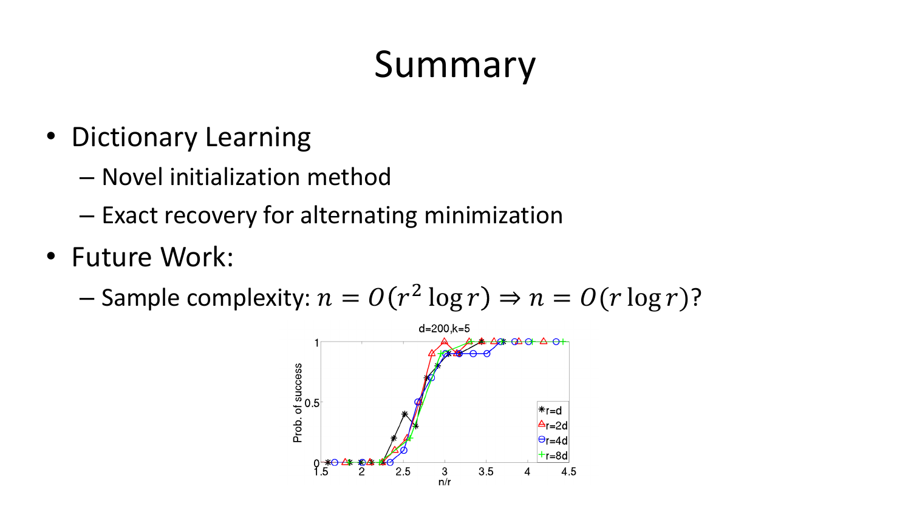# Summary

- Dictionary Learning
  - Novel initialization method
  - Exact recovery for alternating minimization
- Future Work:
  - Sample complexity: $n = O(r^2 \log r) \Rightarrow n = O(r \log r)$?

d=200,k=5

Prob. of success

n/r

1

0.5

0

1.5 2 2.5 3 3.5 4 4.5

r=d

r=2d

r=4d

r=8d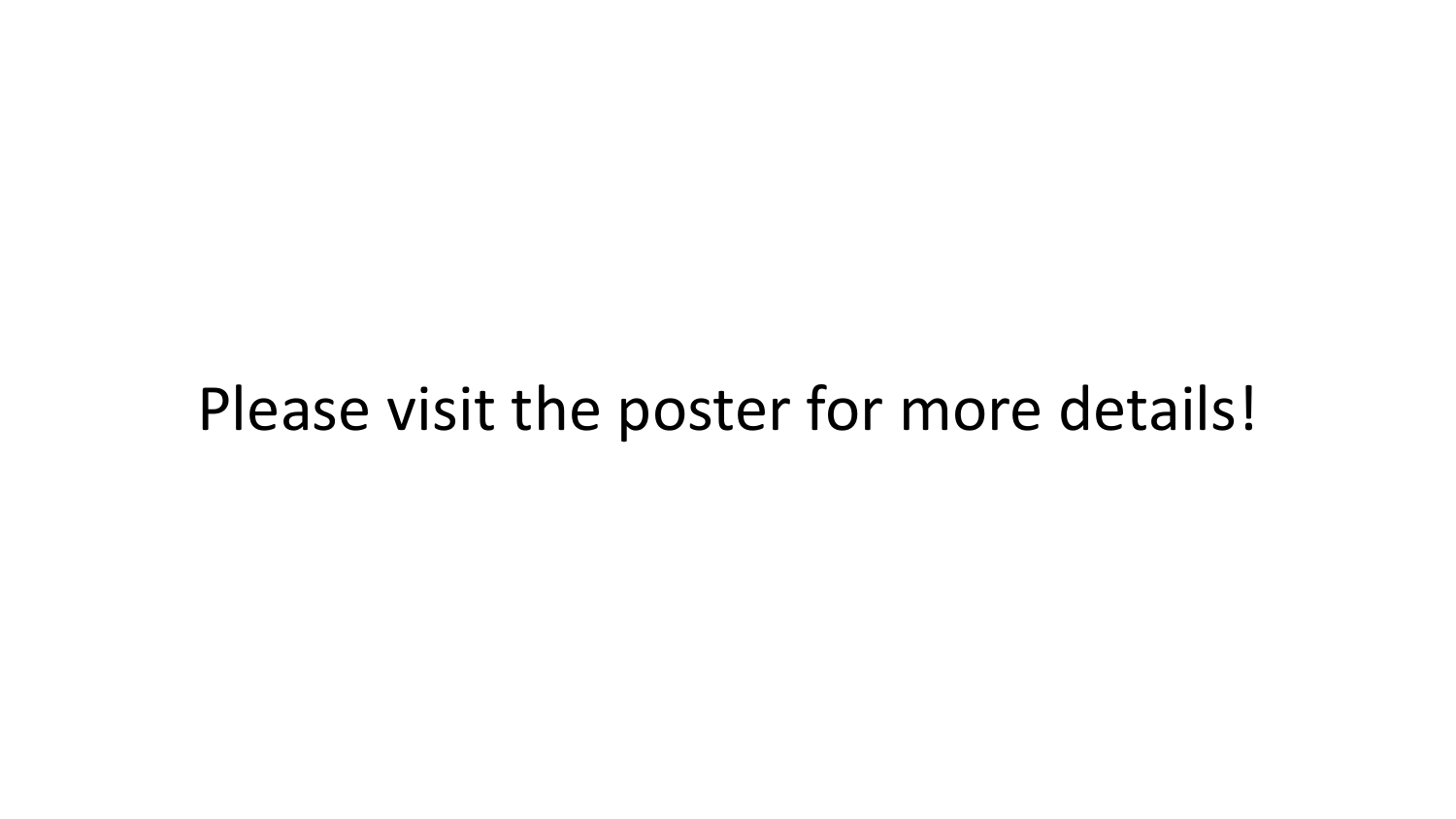Please visit the poster for more details!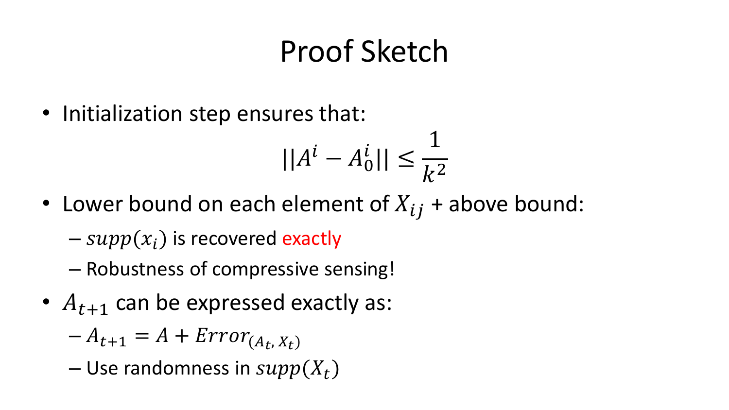# Proof Sketch

- Initialization step ensures that:

$$||A^i - A_0^i|| \leq \frac{1}{k^2}$$

- Lower bound on each element of $X_{ij}$ + above bound:
  - $supp(x_i)$ is recovered exactly
  - Robustness of compressive sensing!
- $A_{t+1}$ can be expressed exactly as:
  - $A_{t+1} = A + Error_{(A_t, X_t)}$
  - Use randomness in $supp(X_t)$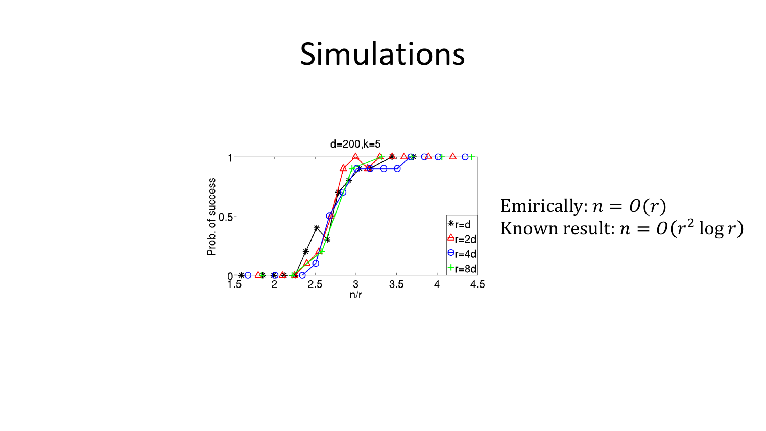# Simulations

d=200,k=5

Prob. of success

1

0.5

0

1.5 2 2.5 3 3.5 4 4.5

n/r

r=d

r=2d

r=4d

r=8d

Emirically: $n = O(r)$

Known result: $n = O(r^2 \log r)$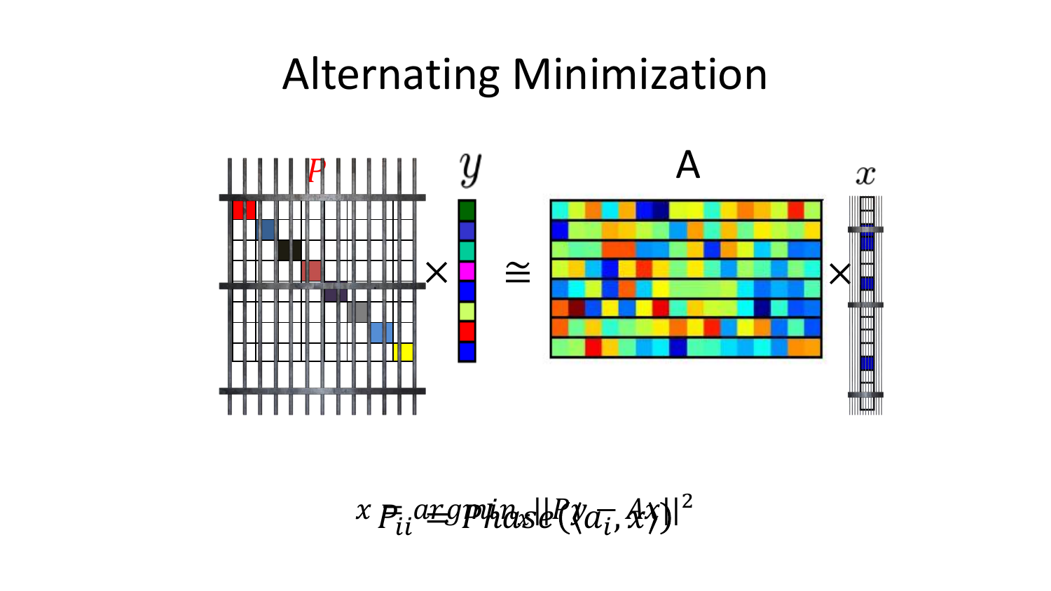# Alternating Minimization

$P$

$y$

A

$x$

$\times$ $\cong$ $\times$

$x = \underset{x}{argmin} \, ||Py - Ax||^2$

$P_{ii} = Phase(\langle a_i, x \rangle)$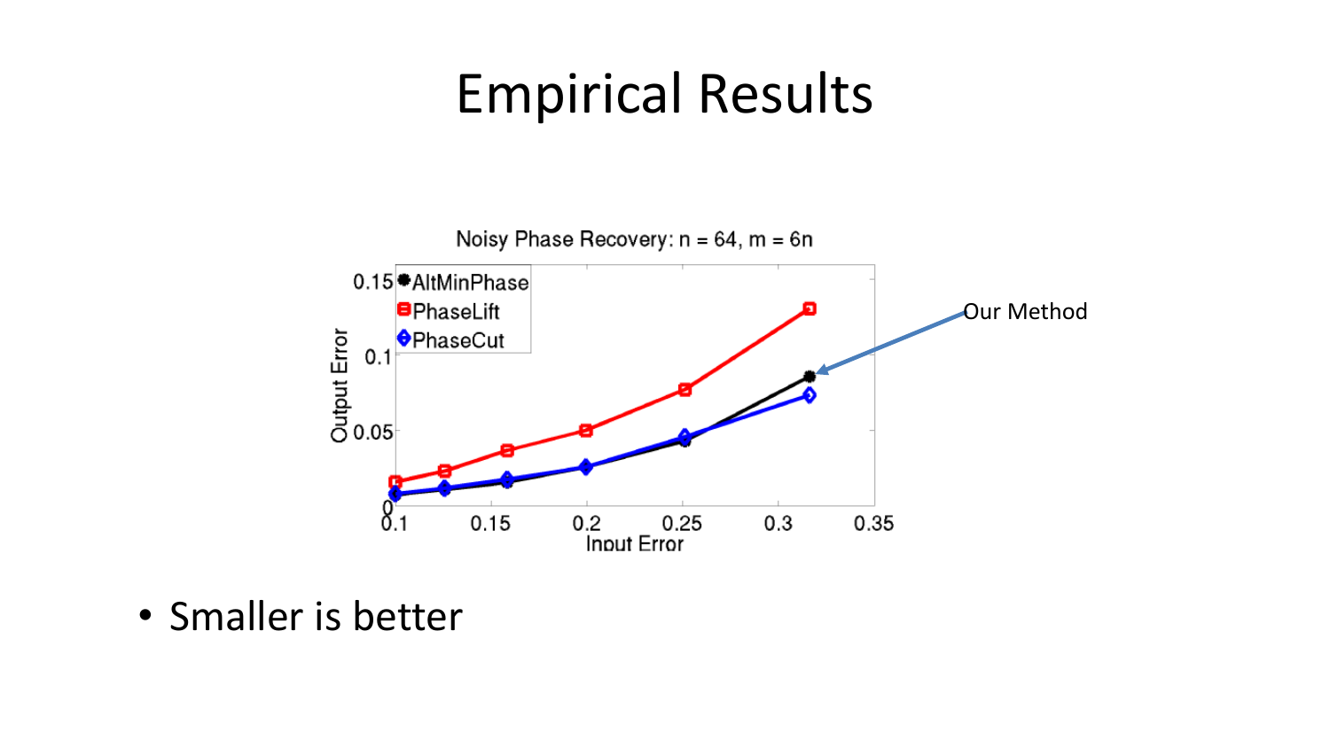# Empirical Results

- Smaller is better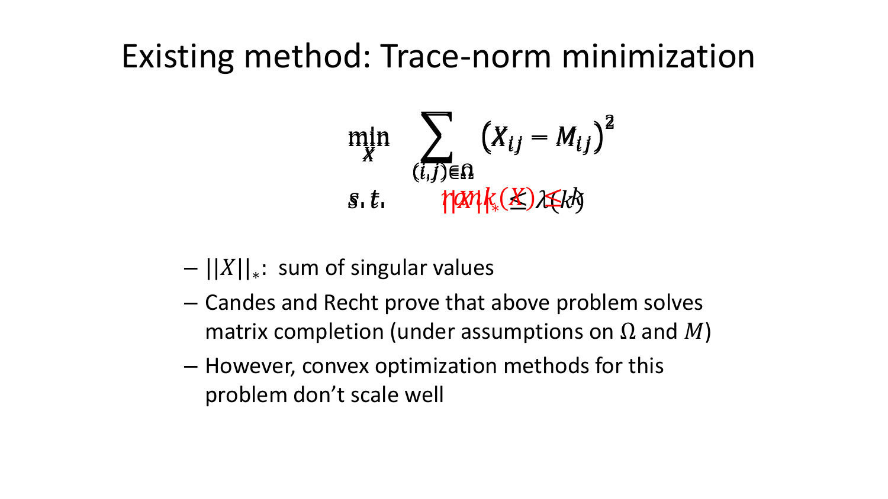# Existing method: Trace-norm minimization

$$\min_{X} \sum_{(i,j)\in\Omega} \left(X_{ij} - M_{ij}\right)^2$$

$$s.t. \quad ||X||_* \leq \lambda(k)$$

- $||X||_*$: sum of singular values
- Candes and Recht prove that above problem solves matrix completion (under assumptions on $\Omega$ and $M$)
- However, convex optimization methods for this problem don't scale well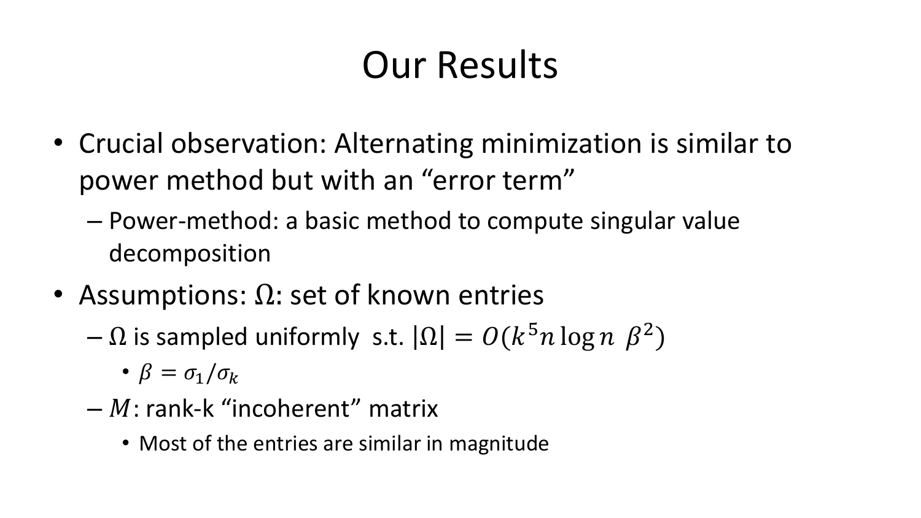# Our Results

- Crucial observation: Alternating minimization is similar to power method but with an “error term”
  - Power-method: a basic method to compute singular value decomposition
- Assumptions: $\Omega$: set of known entries
  - $\Omega$ is sampled uniformly s.t. $|\Omega| = O(k^5 n \log n \ \beta^2)$
    - $\beta = \sigma_1/\sigma_k$
  - $M$: rank-k “incoherent” matrix
    - Most of the entries are similar in magnitude